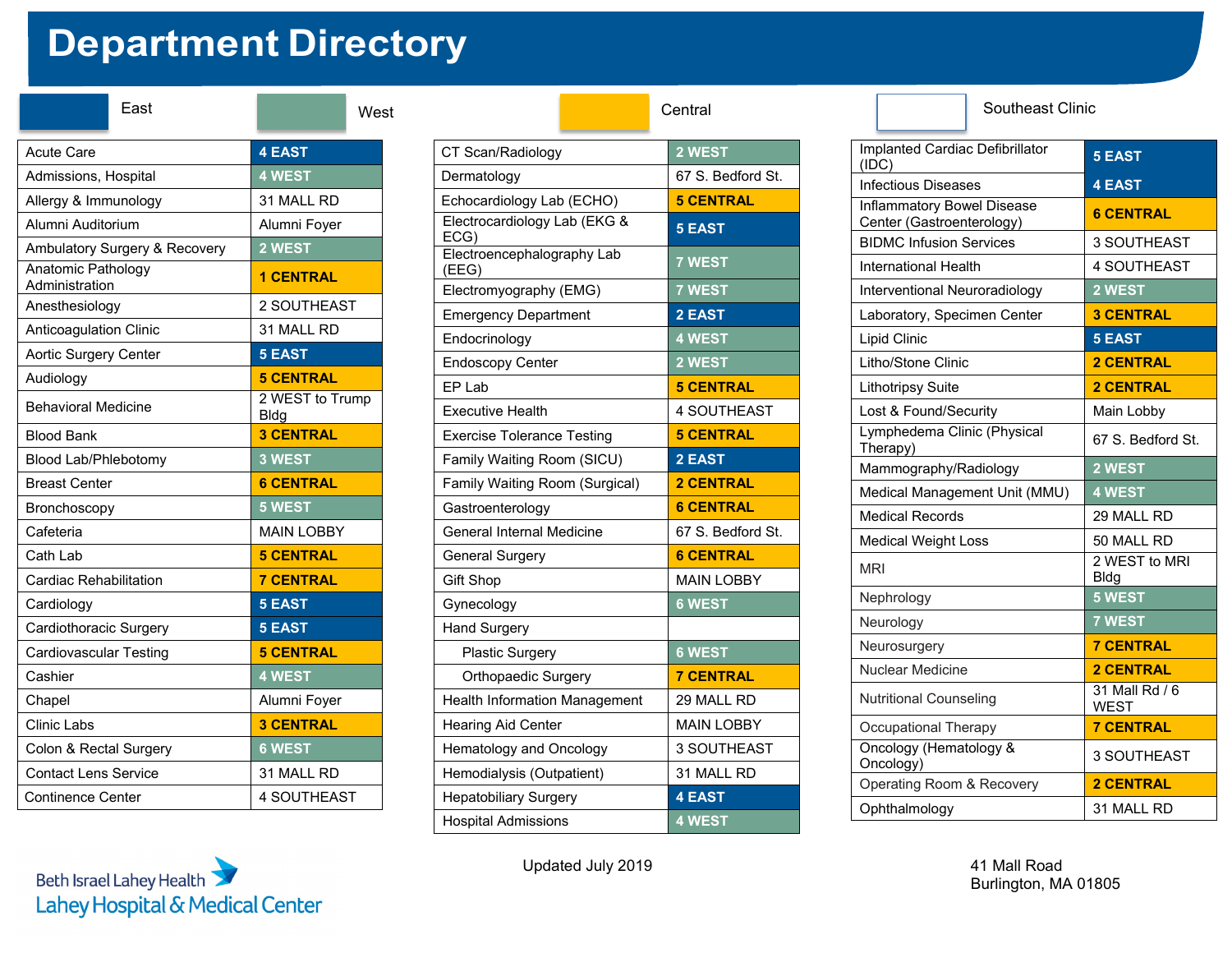# Department Directory

East | West | Central | Southeast Clinic

| Department | Location |
|---|---|
| Acute Care | 4 EAST |
| Admissions, Hospital | 4 WEST |
| Allergy & Immunology | 31 MALL RD |
| Alumni Auditorium | Alumni Foyer |
| Ambulatory Surgery & Recovery | 2 WEST |
| Anatomic Pathology Administration | 1 CENTRAL |
| Anesthesiology | 2 SOUTHEAST |
| Anticoagulation Clinic | 31 MALL RD |
| Aortic Surgery Center | 5 EAST |
| Audiology | 5 CENTRAL |
| Behavioral Medicine | 2 WEST to Trump Bldg |
| Blood Bank | 3 CENTRAL |
| Blood Lab/Phlebotomy | 3 WEST |
| Breast Center | 6 CENTRAL |
| Bronchoscopy | 5 WEST |
| Cafeteria | MAIN LOBBY |
| Cath Lab | 5 CENTRAL |
| Cardiac Rehabilitation | 7 CENTRAL |
| Cardiology | 5 EAST |
| Cardiothoracic Surgery | 5 EAST |
| Cardiovascular Testing | 5 CENTRAL |
| Cashier | 4 WEST |
| Chapel | Alumni Foyer |
| Clinic Labs | 3 CENTRAL |
| Colon & Rectal Surgery | 6 WEST |
| Contact Lens Service | 31 MALL RD |
| Continence Center | 4 SOUTHEAST |

| Department | Location |
|---|---|
| CT Scan/Radiology | 2 WEST |
| Dermatology | 67 S. Bedford St. |
| Echocardiology Lab (ECHO) | 5 CENTRAL |
| Electrocardiology Lab (EKG & ECG) | 5 EAST |
| Electroencephalography Lab (EEG) | 7 WEST |
| Electromyography (EMG) | 7 WEST |
| Emergency Department | 2 EAST |
| Endocrinology | 4 WEST |
| Endoscopy Center | 2 WEST |
| EP Lab | 5 CENTRAL |
| Executive Health | 4 SOUTHEAST |
| Exercise Tolerance Testing | 5 CENTRAL |
| Family Waiting Room (SICU) | 2 EAST |
| Family Waiting Room (Surgical) | 2 CENTRAL |
| Gastroenterology | 6 CENTRAL |
| General Internal Medicine | 67 S. Bedford St. |
| General Surgery | 6 CENTRAL |
| Gift Shop | MAIN LOBBY |
| Gynecology | 6 WEST |
| Hand Surgery | |
| Plastic Surgery | 6 WEST |
| Orthopaedic Surgery | 7 CENTRAL |
| Health Information Management | 29 MALL RD |
| Hearing Aid Center | MAIN LOBBY |
| Hematology and Oncology | 3 SOUTHEAST |
| Hemodialysis (Outpatient) | 31 MALL RD |
| Hepatobiliary Surgery | 4 EAST |
| Hospital Admissions | 4 WEST |

| Department | Location |
|---|---|
| Implanted Cardiac Defibrillator (IDC) | 5 EAST |
| Infectious Diseases | 4 EAST |
| Inflammatory Bowel Disease Center (Gastroenterology) | 6 CENTRAL |
| BIDMC Infusion Services | 3 SOUTHEAST |
| International Health | 4 SOUTHEAST |
| Interventional Neuroradiology | 2 WEST |
| Laboratory, Specimen Center | 3 CENTRAL |
| Lipid Clinic | 5 EAST |
| Litho/Stone Clinic | 2 CENTRAL |
| Lithotripsy Suite | 2 CENTRAL |
| Lost & Found/Security | Main Lobby |
| Lymphedema Clinic (Physical Therapy) | 67 S. Bedford St. |
| Mammography/Radiology | 2 WEST |
| Medical Management Unit (MMU) | 4 WEST |
| Medical Records | 29 MALL RD |
| Medical Weight Loss | 50 MALL RD |
| MRI | 2 WEST to MRI Bldg |
| Nephrology | 5 WEST |
| Neurology | 7 WEST |
| Neurosurgery | 7 CENTRAL |
| Nuclear Medicine | 2 CENTRAL |
| Nutritional Counseling | 31 Mall Rd / 6 WEST |
| Occupational Therapy | 7 CENTRAL |
| Oncology (Hematology & Oncology) | 3 SOUTHEAST |
| Operating Room & Recovery | 2 CENTRAL |
| Ophthalmology | 31 MALL RD |

Beth Israel Lahey Health
Lahey Hospital & Medical Center

Updated July 2019

41 Mall Road
Burlington, MA 01805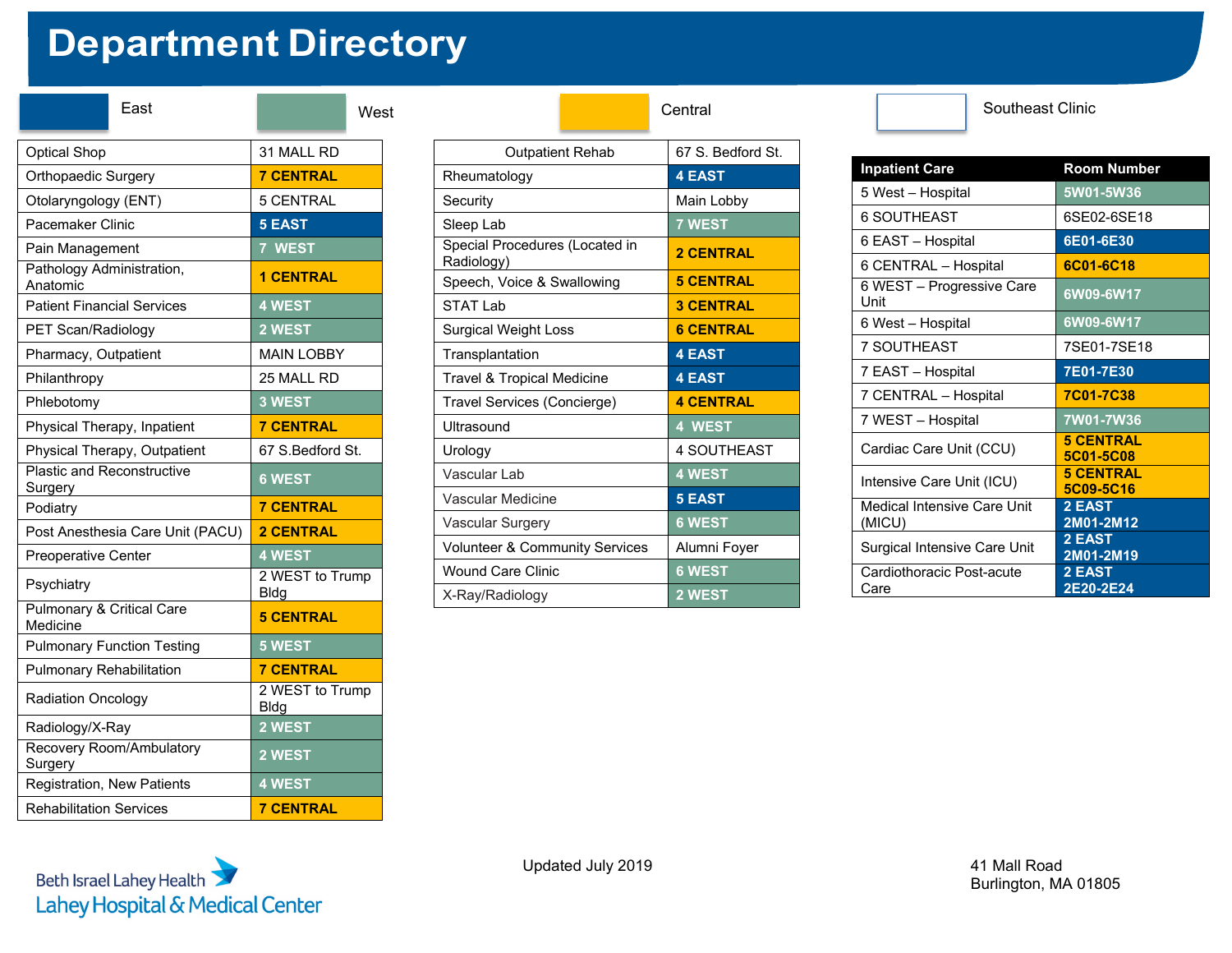# Department Directory

East | West | Central | Southeast Clinic

| | |
|---|---|
| Optical Shop | 31 MALL RD |
| Orthopaedic Surgery | 7 CENTRAL |
| Otolaryngology (ENT) | 5 CENTRAL |
| Pacemaker Clinic | 5 EAST |
| Pain Management | 7 WEST |
| Pathology Administration, Anatomic | 1 CENTRAL |
| Patient Financial Services | 4 WEST |
| PET Scan/Radiology | 2 WEST |
| Pharmacy, Outpatient | MAIN LOBBY |
| Philanthropy | 25 MALL RD |
| Phlebotomy | 3 WEST |
| Physical Therapy, Inpatient | 7 CENTRAL |
| Physical Therapy, Outpatient | 67 S.Bedford St. |
| Plastic and Reconstructive Surgery | 6 WEST |
| Podiatry | 7 CENTRAL |
| Post Anesthesia Care Unit (PACU) | 2 CENTRAL |
| Preoperative Center | 4 WEST |
| Psychiatry | 2 WEST to Trump Bldg |
| Pulmonary & Critical Care Medicine | 5 CENTRAL |
| Pulmonary Function Testing | 5 WEST |
| Pulmonary Rehabilitation | 7 CENTRAL |
| Radiation Oncology | 2 WEST to Trump Bldg |
| Radiology/X-Ray | 2 WEST |
| Recovery Room/Ambulatory Surgery | 2 WEST |
| Registration, New Patients | 4 WEST |
| Rehabilitation Services | 7 CENTRAL |

| | |
|---|---|
| Outpatient Rehab | 67 S. Bedford St. |
| Rheumatology | 4 EAST |
| Security | Main Lobby |
| Sleep Lab | 7 WEST |
| Special Procedures (Located in Radiology) | 2 CENTRAL |
| Speech, Voice & Swallowing | 5 CENTRAL |
| STAT Lab | 3 CENTRAL |
| Surgical Weight Loss | 6 CENTRAL |
| Transplantation | 4 EAST |
| Travel & Tropical Medicine | 4 EAST |
| Travel Services (Concierge) | 4 CENTRAL |
| Ultrasound | 4 WEST |
| Urology | 4 SOUTHEAST |
| Vascular Lab | 4 WEST |
| Vascular Medicine | 5 EAST |
| Vascular Surgery | 6 WEST |
| Volunteer & Community Services | Alumni Foyer |
| Wound Care Clinic | 6 WEST |
| X-Ray/Radiology | 2 WEST |

| Inpatient Care | Room Number |
|---|---|
| 5 West – Hospital | 5W01-5W36 |
| 6 SOUTHEAST | 6SE02-6SE18 |
| 6 EAST – Hospital | 6E01-6E30 |
| 6 CENTRAL – Hospital | 6C01-6C18 |
| 6 WEST – Progressive Care Unit | 6W09-6W17 |
| 6 West – Hospital | 6W09-6W17 |
| 7 SOUTHEAST | 7SE01-7SE18 |
| 7 EAST – Hospital | 7E01-7E30 |
| 7 CENTRAL – Hospital | 7C01-7C38 |
| 7 WEST – Hospital | 7W01-7W36 |
| Cardiac Care Unit (CCU) | 5 CENTRAL 5C01-5C08 |
| Intensive Care Unit (ICU) | 5 CENTRAL 5C09-5C16 |
| Medical Intensive Care Unit (MICU) | 2 EAST 2M01-2M12 |
| Surgical Intensive Care Unit | 2 EAST 2M01-2M19 |
| Cardiothoracic Post-acute Care | 2 EAST 2E20-2E24 |

Beth Israel Lahey Health
Lahey Hospital & Medical Center

Updated July 2019

41 Mall Road
Burlington, MA 01805